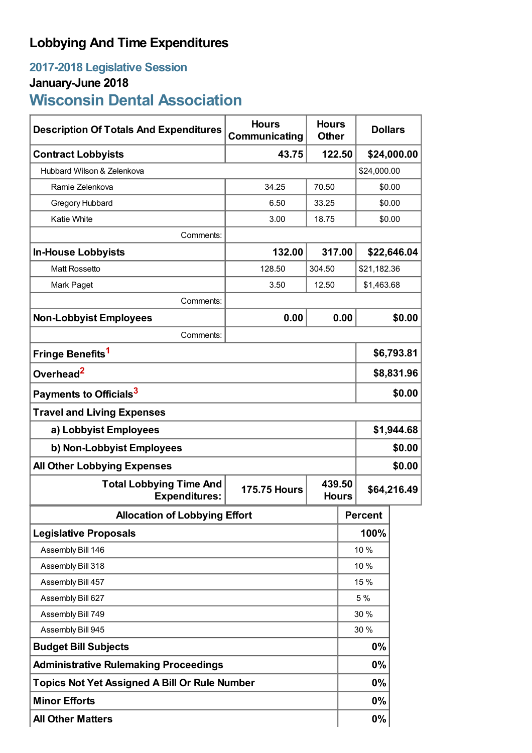# Lobbying And Time Expenditures

## 2017-2018 Legislative Session

### January-June 2018

## Wisconsin Dental Association

| Description Of Totals And Expenditures | Hours Communicating | Hours Other | Dollars |
|---|---|---|---|
| **Contract Lobbyists** | **43.75** | **122.50** | **$24,000.00** |
| Hubbard Wilson & Zelenkova | | | $24,000.00 |
| Ramie Zelenkova | 34.25 | 70.50 | $0.00 |
| Gregory Hubbard | 6.50 | 33.25 | $0.00 |
| Katie White | 3.00 | 18.75 | $0.00 |
| Comments: | | | |
| **In-House Lobbyists** | **132.00** | **317.00** | **$22,646.04** |
| Matt Rossetto | 128.50 | 304.50 | $21,182.36 |
| Mark Paget | 3.50 | 12.50 | $1,463.68 |
| Comments: | | | |
| **Non-Lobbyist Employees** | **0.00** | **0.00** | **$0.00** |
| Comments: | | | |
| **Fringe Benefits**[1] | | | **$6,793.81** |
| **Overhead**[2] | | | **$8,831.96** |
| **Payments to Officials**[3] | | | **$0.00** |
| **Travel and Living Expenses** | | | |
| **a) Lobbyist Employees** | | | **$1,944.68** |
| **b) Non-Lobbyist Employees** | | | **$0.00** |
| **All Other Lobbying Expenses** | | | **$0.00** |
| **Total Lobbying Time And Expenditures:** | **175.75 Hours** | **439.50 Hours** | **$64,216.49** |

| Allocation of Lobbying Effort | Percent |
|---|---|
| **Legislative Proposals** | **100%** |
| Assembly Bill 146 | 10 % |
| Assembly Bill 318 | 10 % |
| Assembly Bill 457 | 15 % |
| Assembly Bill 627 | 5 % |
| Assembly Bill 749 | 30 % |
| Assembly Bill 945 | 30 % |
| **Budget Bill Subjects** | **0%** |
| **Administrative Rulemaking Proceedings** | **0%** |
| **Topics Not Yet Assigned A Bill Or Rule Number** | **0%** |
| **Minor Efforts** | **0%** |
| **All Other Matters** | **0%** |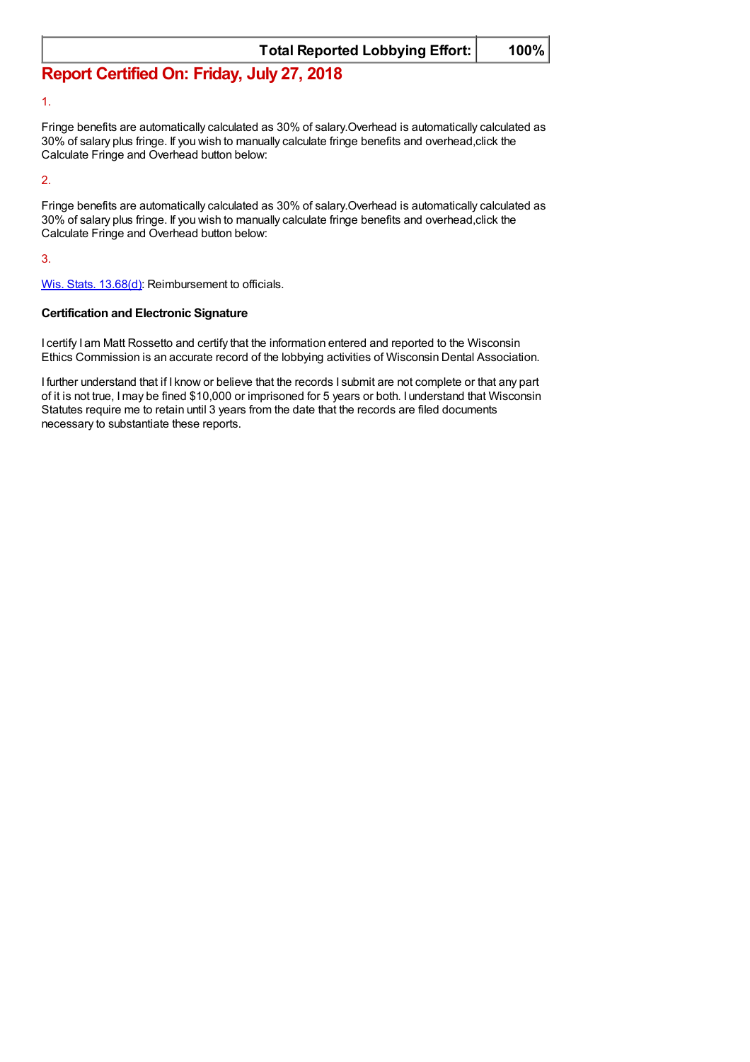| | |
|---|---|
| **Total Reported Lobbying Effort:** | **100%** |

## Report Certified On: Friday, July 27, 2018

1.

Fringe benefits are automatically calculated as 30% of salary.Overhead is automatically calculated as 30% of salary plus fringe. If you wish to manually calculate fringe benefits and overhead,click the Calculate Fringe and Overhead button below:

2.

Fringe benefits are automatically calculated as 30% of salary.Overhead is automatically calculated as 30% of salary plus fringe. If you wish to manually calculate fringe benefits and overhead,click the Calculate Fringe and Overhead button below:

3.

Wis. Stats. 13.68(d): Reimbursement to officials.

**Certification and Electronic Signature**

I certify I am Matt Rossetto and certify that the information entered and reported to the Wisconsin Ethics Commission is an accurate record of the lobbying activities of Wisconsin Dental Association.

I further understand that if I know or believe that the records I submit are not complete or that any part of it is not true, I may be fined $10,000 or imprisoned for 5 years or both. I understand that Wisconsin Statutes require me to retain until 3 years from the date that the records are filed documents necessary to substantiate these reports.